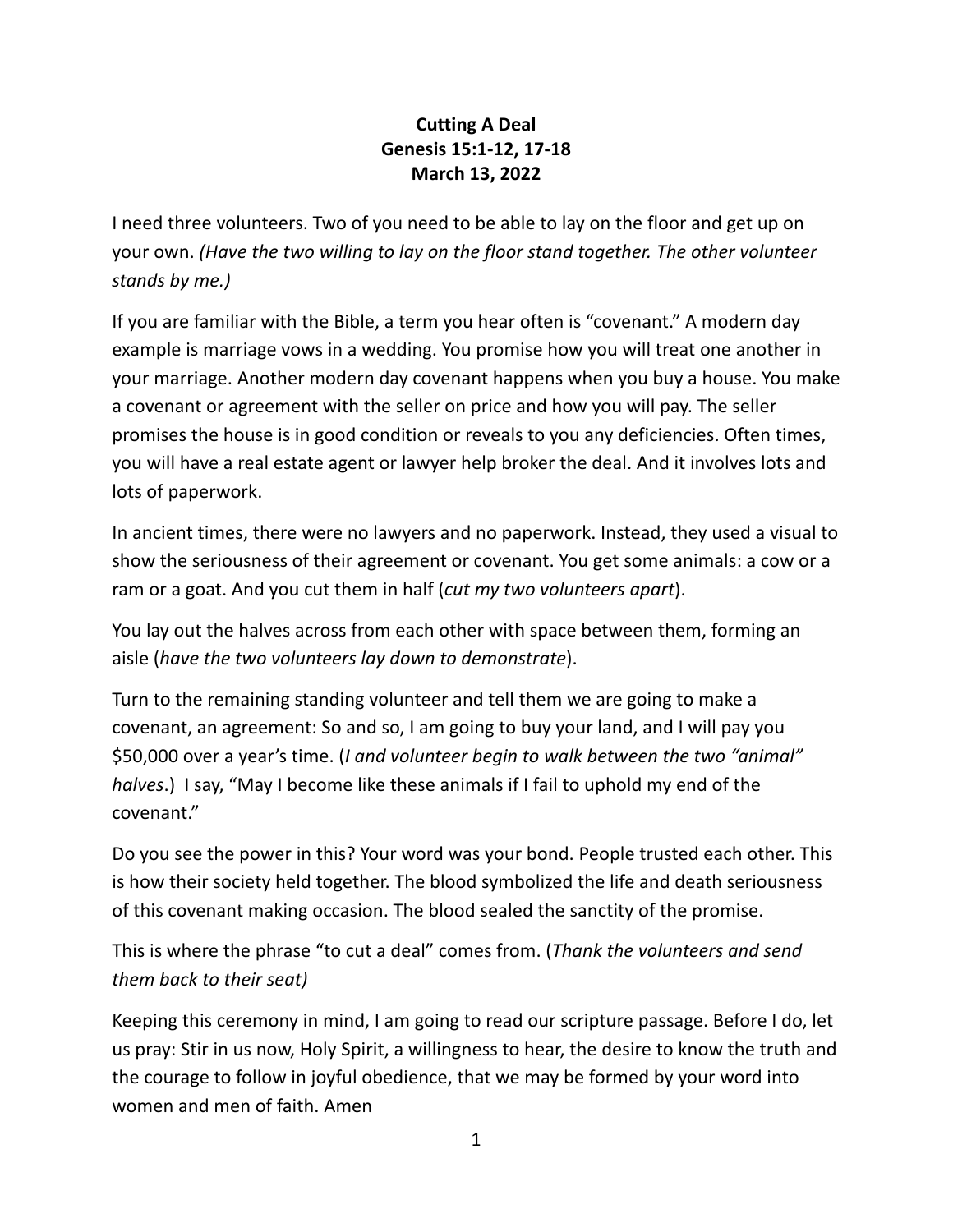**Cutting A Deal**
**Genesis 15:1-12, 17-18**
**March 13, 2022**

I need three volunteers. Two of you need to be able to lay on the floor and get up on your own. *(Have the two willing to lay on the floor stand together. The other volunteer stands by me.)*

If you are familiar with the Bible, a term you hear often is "covenant." A modern day example is marriage vows in a wedding. You promise how you will treat one another in your marriage. Another modern day covenant happens when you buy a house. You make a covenant or agreement with the seller on price and how you will pay. The seller promises the house is in good condition or reveals to you any deficiencies. Often times, you will have a real estate agent or lawyer help broker the deal. And it involves lots and lots of paperwork.

In ancient times, there were no lawyers and no paperwork. Instead, they used a visual to show the seriousness of their agreement or covenant. You get some animals: a cow or a ram or a goat. And you cut them in half (*cut my two volunteers apart*).

You lay out the halves across from each other with space between them, forming an aisle (*have the two volunteers lay down to demonstrate*).

Turn to the remaining standing volunteer and tell them we are going to make a covenant, an agreement: So and so, I am going to buy your land, and I will pay you $50,000 over a year's time. (*I and volunteer begin to walk between the two "animal" halves*.) I say, "May I become like these animals if I fail to uphold my end of the covenant."

Do you see the power in this? Your word was your bond. People trusted each other. This is how their society held together. The blood symbolized the life and death seriousness of this covenant making occasion. The blood sealed the sanctity of the promise.

This is where the phrase "to cut a deal" comes from. (*Thank the volunteers and send them back to their seat)*

Keeping this ceremony in mind, I am going to read our scripture passage. Before I do, let us pray: Stir in us now, Holy Spirit, a willingness to hear, the desire to know the truth and the courage to follow in joyful obedience, that we may be formed by your word into women and men of faith. Amen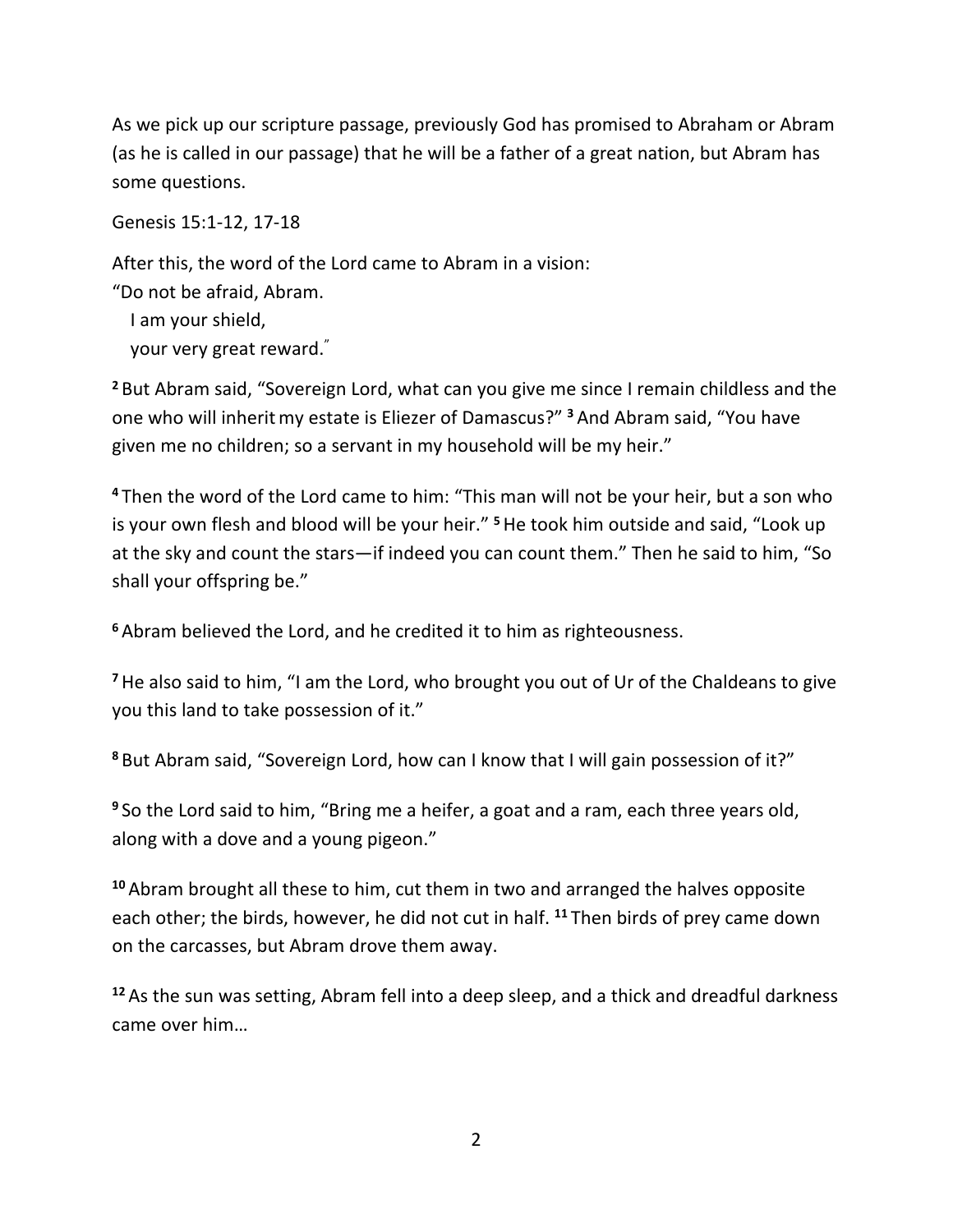As we pick up our scripture passage, previously God has promised to Abraham or Abram (as he is called in our passage) that he will be a father of a great nation, but Abram has some questions.

Genesis 15:1-12, 17-18

After this, the word of the Lord came to Abram in a vision:
"Do not be afraid, Abram.
  I am your shield,
  your very great reward."

[2] But Abram said, "Sovereign Lord, what can you give me since I remain childless and the one who will inherit my estate is Eliezer of Damascus?" [3] And Abram said, "You have given me no children; so a servant in my household will be my heir."

[4] Then the word of the Lord came to him: "This man will not be your heir, but a son who is your own flesh and blood will be your heir." [5] He took him outside and said, "Look up at the sky and count the stars—if indeed you can count them." Then he said to him, "So shall your offspring be."

[6] Abram believed the Lord, and he credited it to him as righteousness.

[7] He also said to him, "I am the Lord, who brought you out of Ur of the Chaldeans to give you this land to take possession of it."

[8] But Abram said, "Sovereign Lord, how can I know that I will gain possession of it?"

[9] So the Lord said to him, "Bring me a heifer, a goat and a ram, each three years old, along with a dove and a young pigeon."

[10] Abram brought all these to him, cut them in two and arranged the halves opposite each other; the birds, however, he did not cut in half. [11] Then birds of prey came down on the carcasses, but Abram drove them away.

[12] As the sun was setting, Abram fell into a deep sleep, and a thick and dreadful darkness came over him…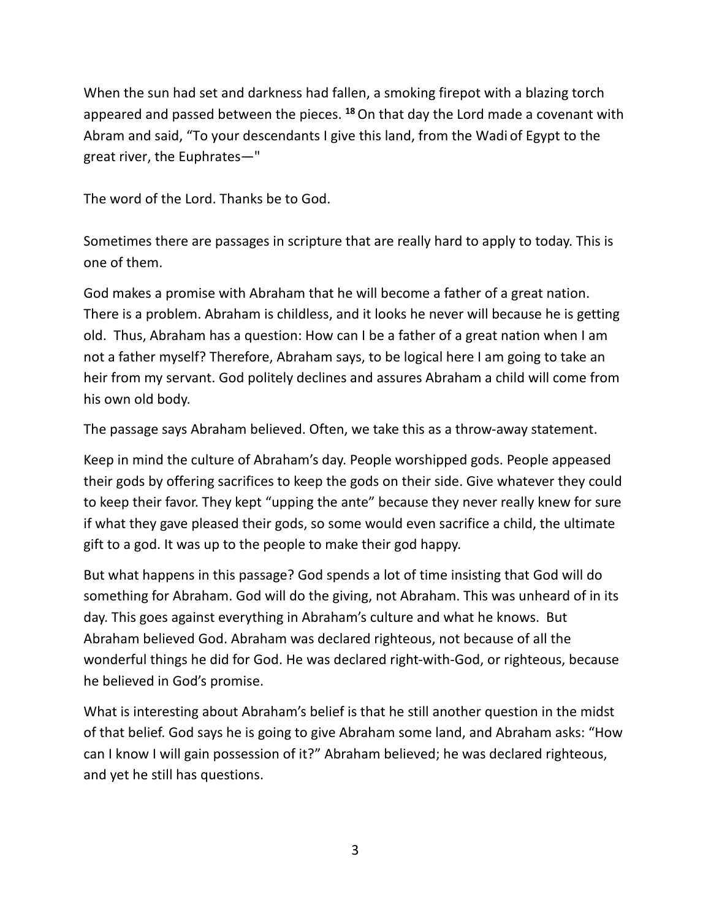When the sun had set and darkness had fallen, a smoking firepot with a blazing torch appeared and passed between the pieces. [18] On that day the Lord made a covenant with Abram and said, "To your descendants I give this land, from the Wadi of Egypt to the great river, the Euphrates—"

The word of the Lord. Thanks be to God.

Sometimes there are passages in scripture that are really hard to apply to today. This is one of them.

God makes a promise with Abraham that he will become a father of a great nation. There is a problem. Abraham is childless, and it looks he never will because he is getting old. Thus, Abraham has a question: How can I be a father of a great nation when I am not a father myself? Therefore, Abraham says, to be logical here I am going to take an heir from my servant. God politely declines and assures Abraham a child will come from his own old body.

The passage says Abraham believed. Often, we take this as a throw-away statement.

Keep in mind the culture of Abraham's day. People worshipped gods. People appeased their gods by offering sacrifices to keep the gods on their side. Give whatever they could to keep their favor. They kept "upping the ante" because they never really knew for sure if what they gave pleased their gods, so some would even sacrifice a child, the ultimate gift to a god. It was up to the people to make their god happy.

But what happens in this passage? God spends a lot of time insisting that God will do something for Abraham. God will do the giving, not Abraham. This was unheard of in its day. This goes against everything in Abraham's culture and what he knows. But Abraham believed God. Abraham was declared righteous, not because of all the wonderful things he did for God. He was declared right-with-God, or righteous, because he believed in God's promise.

What is interesting about Abraham's belief is that he still another question in the midst of that belief. God says he is going to give Abraham some land, and Abraham asks: "How can I know I will gain possession of it?" Abraham believed; he was declared righteous, and yet he still has questions.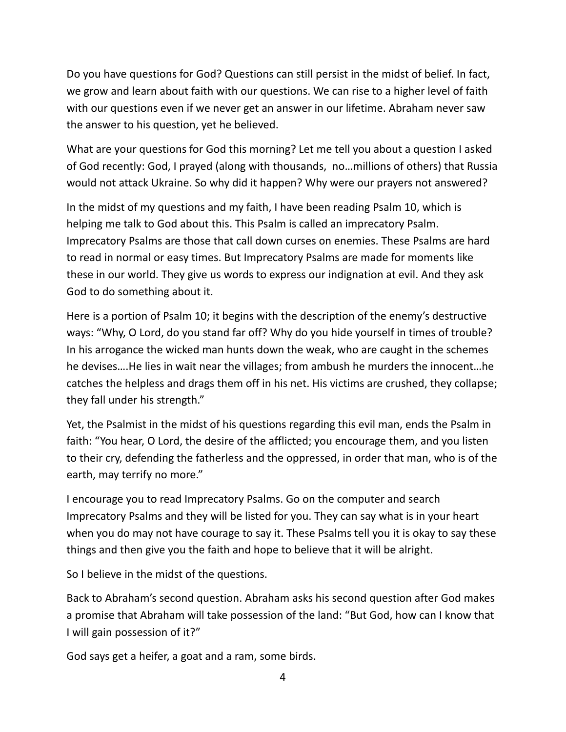Do you have questions for God? Questions can still persist in the midst of belief. In fact, we grow and learn about faith with our questions. We can rise to a higher level of faith with our questions even if we never get an answer in our lifetime. Abraham never saw the answer to his question, yet he believed.

What are your questions for God this morning? Let me tell you about a question I asked of God recently: God, I prayed (along with thousands,  no…millions of others) that Russia would not attack Ukraine. So why did it happen? Why were our prayers not answered?

In the midst of my questions and my faith, I have been reading Psalm 10, which is helping me talk to God about this. This Psalm is called an imprecatory Psalm. Imprecatory Psalms are those that call down curses on enemies. These Psalms are hard to read in normal or easy times. But Imprecatory Psalms are made for moments like these in our world. They give us words to express our indignation at evil. And they ask God to do something about it.

Here is a portion of Psalm 10; it begins with the description of the enemy's destructive ways: "Why, O Lord, do you stand far off? Why do you hide yourself in times of trouble? In his arrogance the wicked man hunts down the weak, who are caught in the schemes he devises….He lies in wait near the villages; from ambush he murders the innocent…he catches the helpless and drags them off in his net. His victims are crushed, they collapse; they fall under his strength."

Yet, the Psalmist in the midst of his questions regarding this evil man, ends the Psalm in faith: "You hear, O Lord, the desire of the afflicted; you encourage them, and you listen to their cry, defending the fatherless and the oppressed, in order that man, who is of the earth, may terrify no more."

I encourage you to read Imprecatory Psalms. Go on the computer and search Imprecatory Psalms and they will be listed for you. They can say what is in your heart when you do may not have courage to say it. These Psalms tell you it is okay to say these things and then give you the faith and hope to believe that it will be alright.

So I believe in the midst of the questions.

Back to Abraham's second question. Abraham asks his second question after God makes a promise that Abraham will take possession of the land: "But God, how can I know that I will gain possession of it?"

God says get a heifer, a goat and a ram, some birds.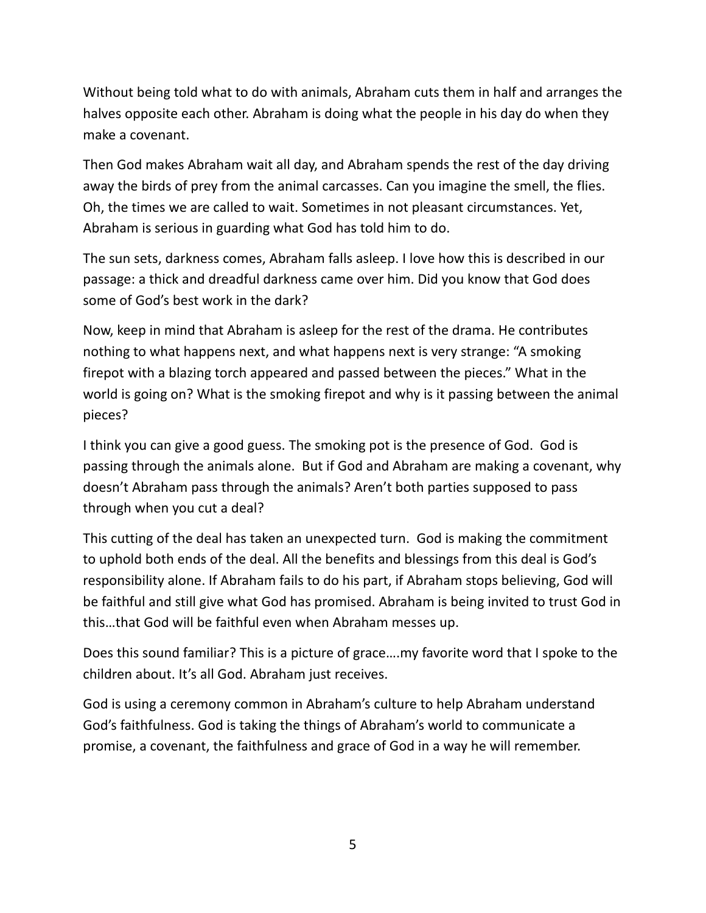Without being told what to do with animals, Abraham cuts them in half and arranges the halves opposite each other. Abraham is doing what the people in his day do when they make a covenant.

Then God makes Abraham wait all day, and Abraham spends the rest of the day driving away the birds of prey from the animal carcasses. Can you imagine the smell, the flies. Oh, the times we are called to wait. Sometimes in not pleasant circumstances. Yet, Abraham is serious in guarding what God has told him to do.

The sun sets, darkness comes, Abraham falls asleep. I love how this is described in our passage: a thick and dreadful darkness came over him. Did you know that God does some of God's best work in the dark?

Now, keep in mind that Abraham is asleep for the rest of the drama. He contributes nothing to what happens next, and what happens next is very strange: "A smoking firepot with a blazing torch appeared and passed between the pieces." What in the world is going on? What is the smoking firepot and why is it passing between the animal pieces?

I think you can give a good guess. The smoking pot is the presence of God. God is passing through the animals alone. But if God and Abraham are making a covenant, why doesn't Abraham pass through the animals? Aren't both parties supposed to pass through when you cut a deal?

This cutting of the deal has taken an unexpected turn. God is making the commitment to uphold both ends of the deal. All the benefits and blessings from this deal is God's responsibility alone. If Abraham fails to do his part, if Abraham stops believing, God will be faithful and still give what God has promised. Abraham is being invited to trust God in this…that God will be faithful even when Abraham messes up.

Does this sound familiar? This is a picture of grace….my favorite word that I spoke to the children about. It's all God. Abraham just receives.

God is using a ceremony common in Abraham's culture to help Abraham understand God's faithfulness. God is taking the things of Abraham's world to communicate a promise, a covenant, the faithfulness and grace of God in a way he will remember.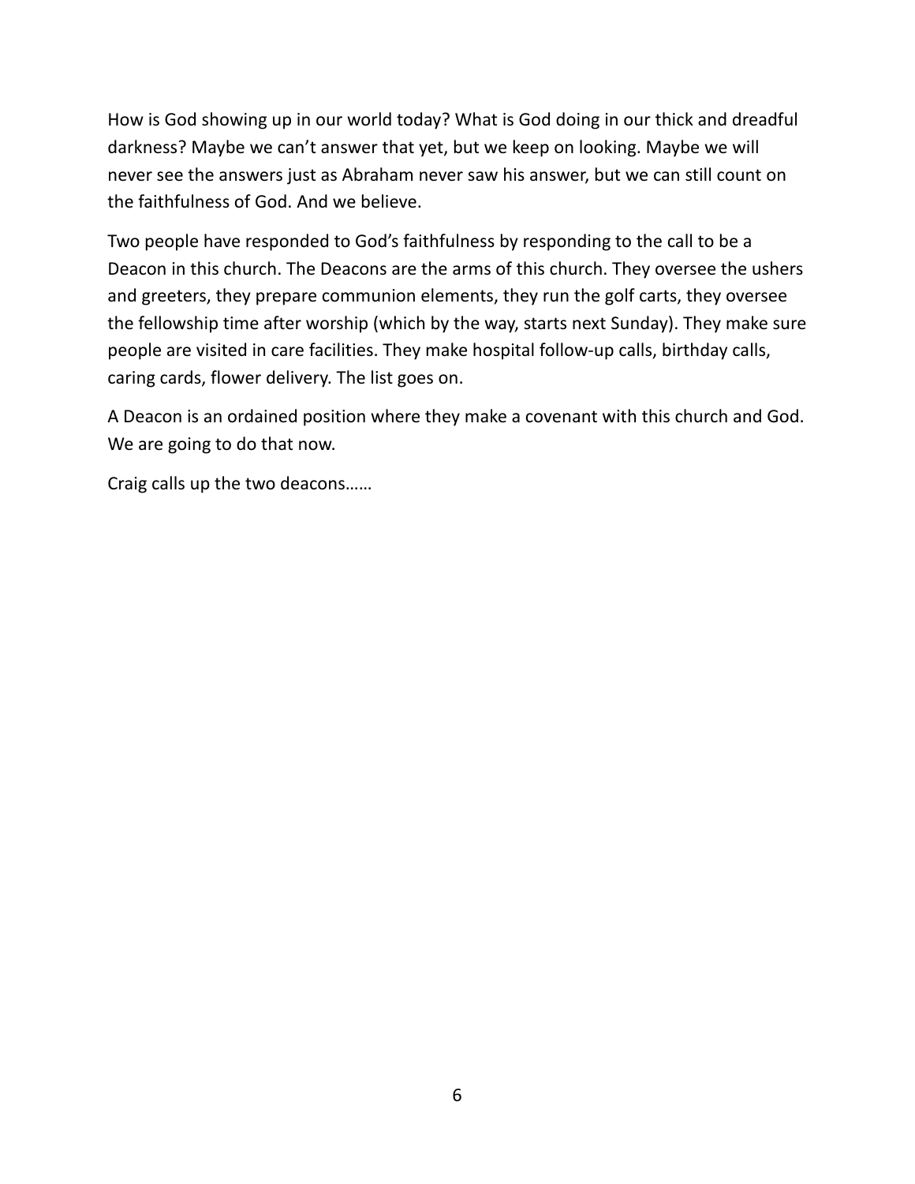How is God showing up in our world today? What is God doing in our thick and dreadful darkness? Maybe we can't answer that yet, but we keep on looking. Maybe we will never see the answers just as Abraham never saw his answer, but we can still count on the faithfulness of God. And we believe.

Two people have responded to God's faithfulness by responding to the call to be a Deacon in this church. The Deacons are the arms of this church. They oversee the ushers and greeters, they prepare communion elements, they run the golf carts, they oversee the fellowship time after worship (which by the way, starts next Sunday). They make sure people are visited in care facilities. They make hospital follow-up calls, birthday calls, caring cards, flower delivery. The list goes on.

A Deacon is an ordained position where they make a covenant with this church and God. We are going to do that now.

Craig calls up the two deacons……